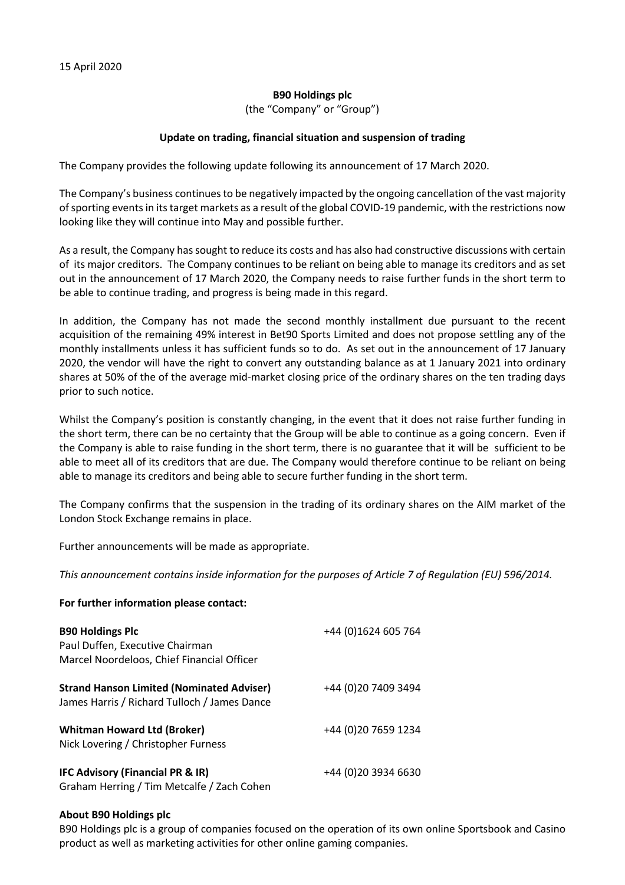15 April 2020

**B90 Holdings plc**

(the "Company" or "Group")

**Update on trading, financial situation and suspension of trading**

The Company provides the following update following its announcement of 17 March 2020.

The Company's business continues to be negatively impacted by the ongoing cancellation of the vast majority of sporting events in its target markets as a result of the global COVID-19 pandemic, with the restrictions now looking like they will continue into May and possible further.

As a result, the Company has sought to reduce its costs and has also had constructive discussions with certain of its major creditors. The Company continues to be reliant on being able to manage its creditors and as set out in the announcement of 17 March 2020, the Company needs to raise further funds in the short term to be able to continue trading, and progress is being made in this regard.

In addition, the Company has not made the second monthly installment due pursuant to the recent acquisition of the remaining 49% interest in Bet90 Sports Limited and does not propose settling any of the monthly installments unless it has sufficient funds so to do. As set out in the announcement of 17 January 2020, the vendor will have the right to convert any outstanding balance as at 1 January 2021 into ordinary shares at 50% of the of the average mid-market closing price of the ordinary shares on the ten trading days prior to such notice.

Whilst the Company's position is constantly changing, in the event that it does not raise further funding in the short term, there can be no certainty that the Group will be able to continue as a going concern. Even if the Company is able to raise funding in the short term, there is no guarantee that it will be sufficient to be able to meet all of its creditors that are due. The Company would therefore continue to be reliant on being able to manage its creditors and being able to secure further funding in the short term.

The Company confirms that the suspension in the trading of its ordinary shares on the AIM market of the London Stock Exchange remains in place.

Further announcements will be made as appropriate.

*This announcement contains inside information for the purposes of Article 7 of Regulation (EU) 596/2014.*

**For further information please contact:**

| | |
|---|---|
| **B90 Holdings Plc**<br>Paul Duffen, Executive Chairman<br>Marcel Noordeloos, Chief Financial Officer | +44 (0)1624 605 764 |
| **Strand Hanson Limited (Nominated Adviser)**<br>James Harris / Richard Tulloch / James Dance | +44 (0)20 7409 3494 |
| **Whitman Howard Ltd (Broker)**<br>Nick Lovering / Christopher Furness | +44 (0)20 7659 1234 |
| **IFC Advisory (Financial PR & IR)**<br>Graham Herring / Tim Metcalfe / Zach Cohen | +44 (0)20 3934 6630 |

**About B90 Holdings plc**

B90 Holdings plc is a group of companies focused on the operation of its own online Sportsbook and Casino product as well as marketing activities for other online gaming companies.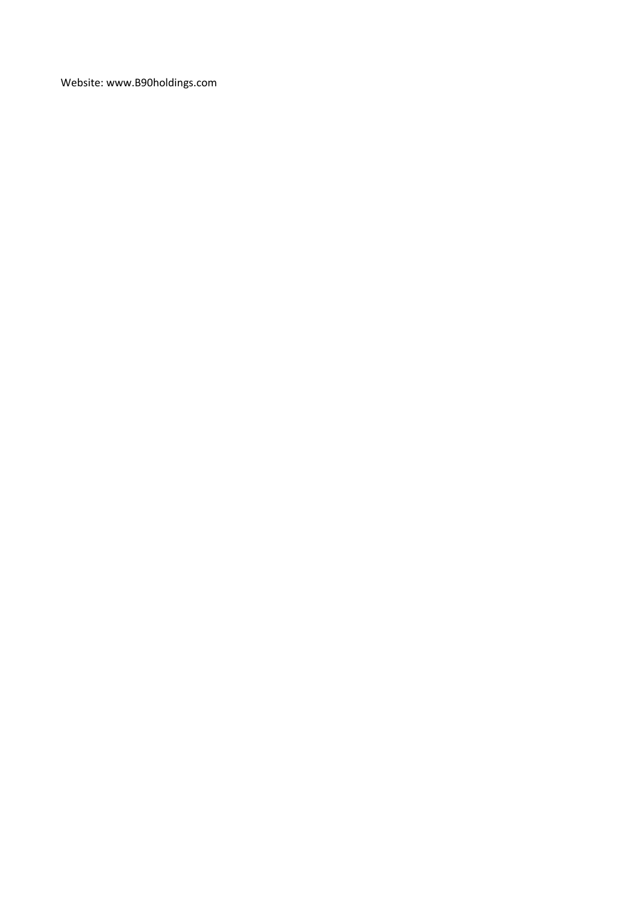Website: www.B90holdings.com